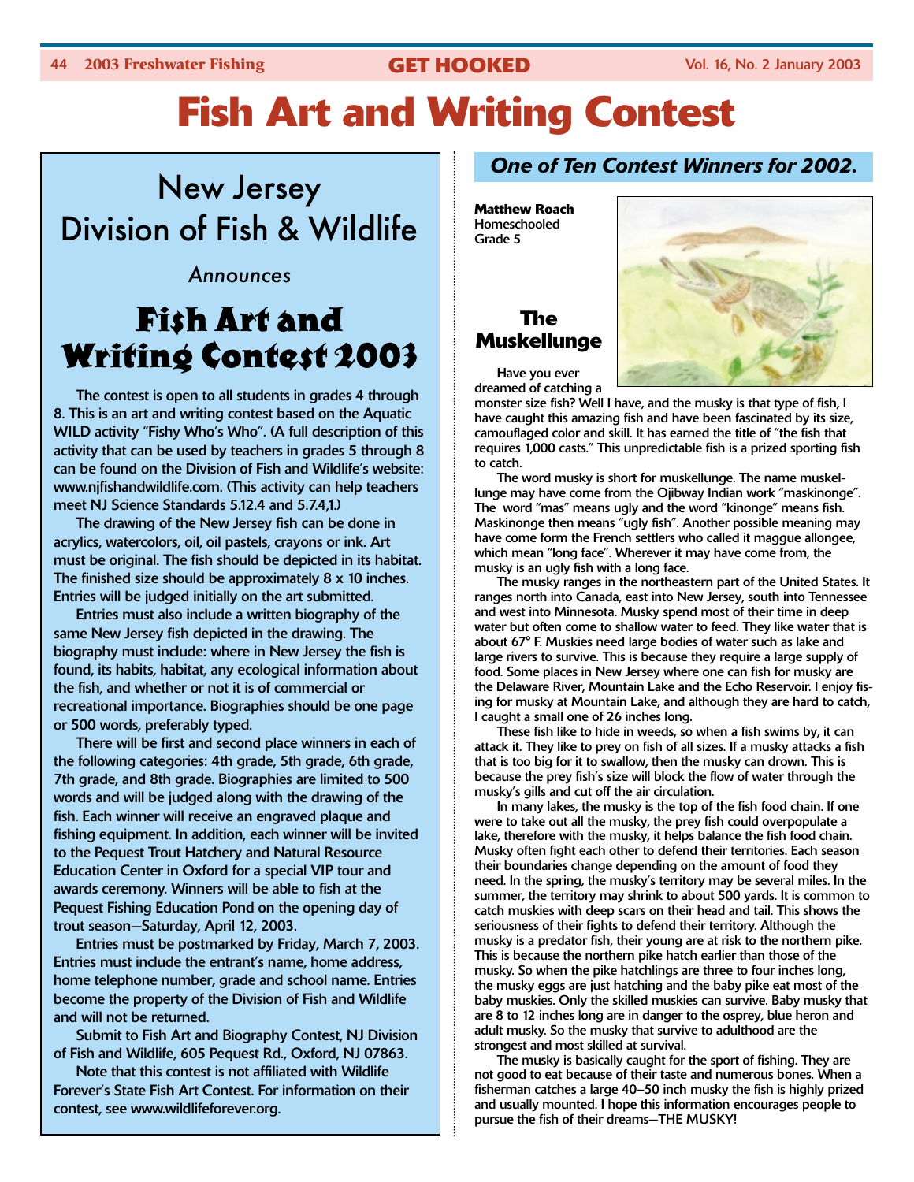# Fish Art and Writing Contest

## New Jersey Division of Fish & Wildlife

*Announces*

## Fish Art and Writing Contest 2003

The contest is open to all students in grades 4 through 8. This is an art and writing contest based on the Aquatic WILD activity "Fishy Who's Who". (A full description of this activity that can be used by teachers in grades 5 through 8 can be found on the Division of Fish and Wildlife's website: www.njfishandwildlife.com. (This activity can help teachers meet NJ Science Standards 5.12.4 and 5.7.4,1.)

The drawing of the New Jersey fish can be done in acrylics, watercolors, oil, oil pastels, crayons or ink. Art must be original. The fish should be depicted in its habitat. The finished size should be approximately 8 x 10 inches. Entries will be judged initially on the art submitted.

Entries must also include a written biography of the same New Jersey fish depicted in the drawing. The biography must include: where in New Jersey the fish is found, its habits, habitat, any ecological information about the fish, and whether or not it is of commercial or recreational importance. Biographies should be one page or 500 words, preferably typed.

There will be first and second place winners in each of the following categories: 4th grade, 5th grade, 6th grade, 7th grade, and 8th grade. Biographies are limited to 500 words and will be judged along with the drawing of the fish. Each winner will receive an engraved plaque and fishing equipment. In addition, each winner will be invited to the Pequest Trout Hatchery and Natural Resource Education Center in Oxford for a special VIP tour and awards ceremony. Winners will be able to fish at the Pequest Fishing Education Pond on the opening day of trout season—Saturday, April 12, 2003.

Entries must be postmarked by Friday, March 7, 2003. Entries must include the entrant's name, home address, home telephone number, grade and school name. Entries become the property of the Division of Fish and Wildlife and will not be returned.

Submit to Fish Art and Biography Contest, NJ Division of Fish and Wildlife, 605 Pequest Rd., Oxford, NJ 07863.

Note that this contest is not affiliated with Wildlife Forever's State Fish Art Contest. For information on their contest, see www.wildlifeforever.org.

## *One of Ten Contest Winners for 2002.*

**Matthew Roach**
Homeschooled
Grade 5

### The Muskellunge

Have you ever dreamed of catching a monster size fish? Well I have, and the musky is that type of fish, I have caught this amazing fish and have been fascinated by its size, camouflaged color and skill. It has earned the title of "the fish that requires 1,000 casts." This unpredictable fish is a prized sporting fish to catch.

The word musky is short for muskellunge. The name muskellunge may have come from the Ojibway Indian work "maskinonge". The word "mas" means ugly and the word "kinonge" means fish. Maskinonge then means "ugly fish". Another possible meaning may have come form the French settlers who called it maggue allongee, which mean "long face". Wherever it may have come from, the musky is an ugly fish with a long face.

The musky ranges in the northeastern part of the United States. It ranges north into Canada, east into New Jersey, south into Tennessee and west into Minnesota. Musky spend most of their time in deep water but often come to shallow water to feed. They like water that is about 67° F. Muskies need large bodies of water such as lake and large rivers to survive. This is because they require a large supply of food. Some places in New Jersey where one can fish for musky are the Delaware River, Mountain Lake and the Echo Reservoir. I enjoy fising for musky at Mountain Lake, and although they are hard to catch, I caught a small one of 26 inches long.

These fish like to hide in weeds, so when a fish swims by, it can attack it. They like to prey on fish of all sizes. If a musky attacks a fish that is too big for it to swallow, then the musky can drown. This is because the prey fish's size will block the flow of water through the musky's gills and cut off the air circulation.

In many lakes, the musky is the top of the fish food chain. If one were to take out all the musky, the prey fish could overpopulate a lake, therefore with the musky, it helps balance the fish food chain. Musky often fight each other to defend their territories. Each season their boundaries change depending on the amount of food they need. In the spring, the musky's territory may be several miles. In the summer, the territory may shrink to about 500 yards. It is common to catch muskies with deep scars on their head and tail. This shows the seriousness of their fights to defend their territory. Although the musky is a predator fish, their young are at risk to the northern pike. This is because the northern pike hatch earlier than those of the musky. So when the pike hatchlings are three to four inches long, the musky eggs are just hatching and the baby pike eat most of the baby muskies. Only the skilled muskies can survive. Baby musky that are 8 to 12 inches long are in danger to the osprey, blue heron and adult musky. So the musky that survive to adulthood are the strongest and most skilled at survival.

The musky is basically caught for the sport of fishing. They are not good to eat because of their taste and numerous bones. When a fisherman catches a large 40–50 inch musky the fish is highly prized and usually mounted. I hope this information encourages people to pursue the fish of their dreams—THE MUSKY!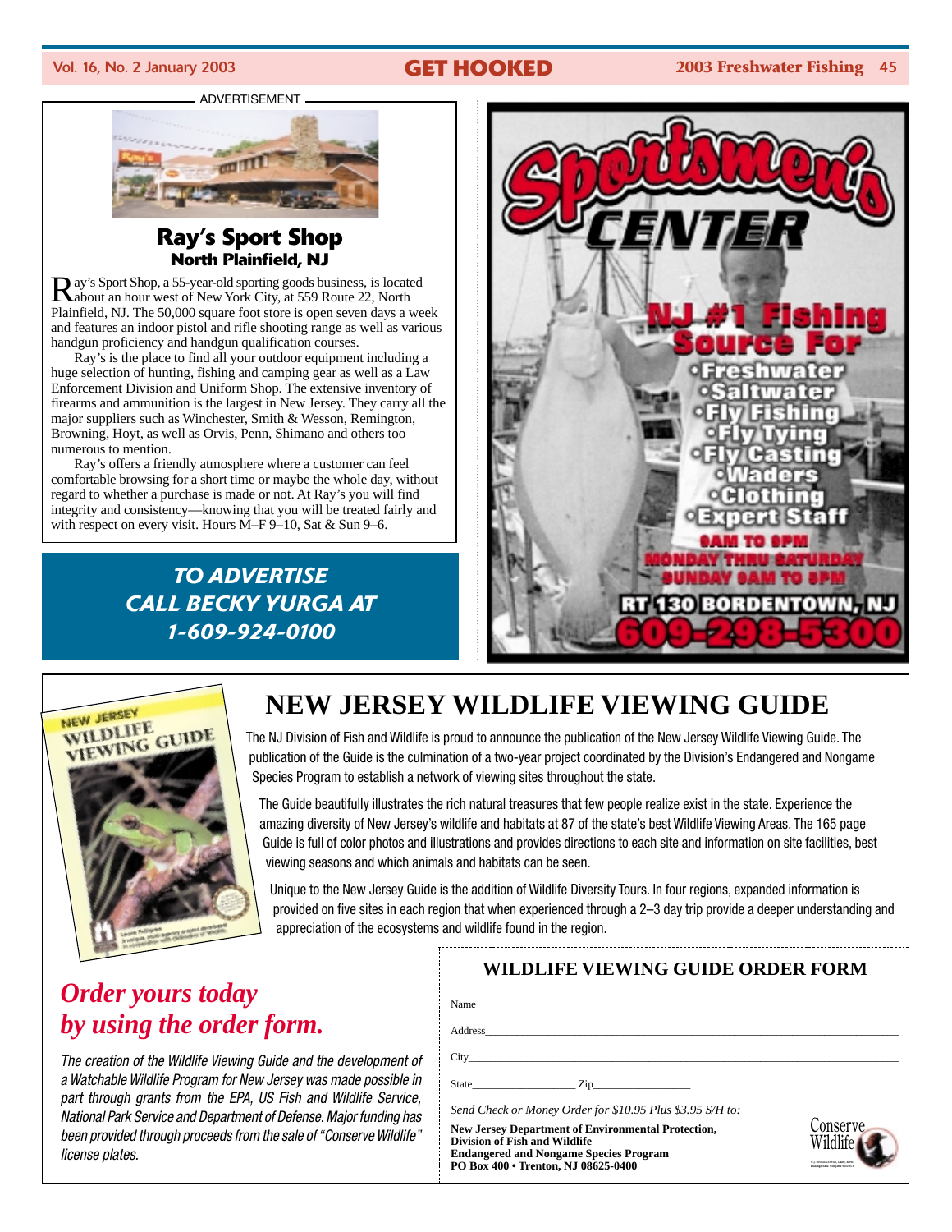ADVERTISEMENT

## Ray's Sport Shop
### North Plainfield, NJ

Ray's Sport Shop, a 55-year-old sporting goods business, is located about an hour west of New York City, at 559 Route 22, North Plainfield, NJ. The 50,000 square foot store is open seven days a week and features an indoor pistol and rifle shooting range as well as various handgun proficiency and handgun qualification courses.

Ray's is the place to find all your outdoor equipment including a huge selection of hunting, fishing and camping gear as well as a Law Enforcement Division and Uniform Shop. The extensive inventory of firearms and ammunition is the largest in New Jersey. They carry all the major suppliers such as Winchester, Smith & Wesson, Remington, Browning, Hoyt, as well as Orvis, Penn, Shimano and others too numerous to mention.

Ray's offers a friendly atmosphere where a customer can feel comfortable browsing for a short time or maybe the whole day, without regard to whether a purchase is made or not. At Ray's you will find integrity and consistency—knowing that you will be treated fairly and with respect on every visit. Hours M–F 9–10, Sat & Sun 9–6.

***TO ADVERTISE CALL BECKY YURGA AT 1-609-924-0100***

**Sportsmen's CENTER**

**NJ #1 Fishing Source For**

- Freshwater
- Saltwater
- Fly Fishing
- Fly Tying
- Fly Casting
- Waders
- Clothing
- Expert Staff

9AM TO 9PM MONDAY THRU SATURDAY
SUNDAY 9AM TO 5PM

RT 130 BORDENTOWN, NJ
609-298-5300

# NEW JERSEY WILDLIFE VIEWING GUIDE

The NJ Division of Fish and Wildlife is proud to announce the publication of the New Jersey Wildlife Viewing Guide. The publication of the Guide is the culmination of a two-year project coordinated by the Division's Endangered and Nongame Species Program to establish a network of viewing sites throughout the state.

The Guide beautifully illustrates the rich natural treasures that few people realize exist in the state. Experience the amazing diversity of New Jersey's wildlife and habitats at 87 of the state's best Wildlife Viewing Areas. The 165 page Guide is full of color photos and illustrations and provides directions to each site and information on site facilities, best viewing seasons and which animals and habitats can be seen.

Unique to the New Jersey Guide is the addition of Wildlife Diversity Tours. In four regions, expanded information is provided on five sites in each region that when experienced through a 2–3 day trip provide a deeper understanding and appreciation of the ecosystems and wildlife found in the region.

## *Order yours today by using the order form.*

*The creation of the Wildlife Viewing Guide and the development of a Watchable Wildlife Program for New Jersey was made possible in part through grants from the EPA, US Fish and Wildlife Service, National Park Service and Department of Defense. Major funding has been provided through proceeds from the sale of "Conserve Wildlife" license plates.*

### WILDLIFE VIEWING GUIDE ORDER FORM

Name\_\_\_\_\_\_\_\_\_\_\_\_\_\_\_\_\_\_\_\_\_\_\_\_\_\_\_\_\_\_\_\_\_\_\_\_

Address\_\_\_\_\_\_\_\_\_\_\_\_\_\_\_\_\_\_\_\_\_\_\_\_\_\_\_\_\_\_\_\_\_\_

City\_\_\_\_\_\_\_\_\_\_\_\_\_\_\_\_\_\_\_\_\_\_\_\_\_\_\_\_\_\_\_\_\_\_\_\_\_

State\_\_\_\_\_\_\_\_\_\_\_\_ Zip\_\_\_\_\_\_\_\_\_\_\_\_

*Send Check or Money Order for $10.95 Plus $3.95 S/H to:*

**New Jersey Department of Environmental Protection,**
**Division of Fish and Wildlife**
**Endangered and Nongame Species Program**
**PO Box 400 • Trenton, NJ 08625-0400**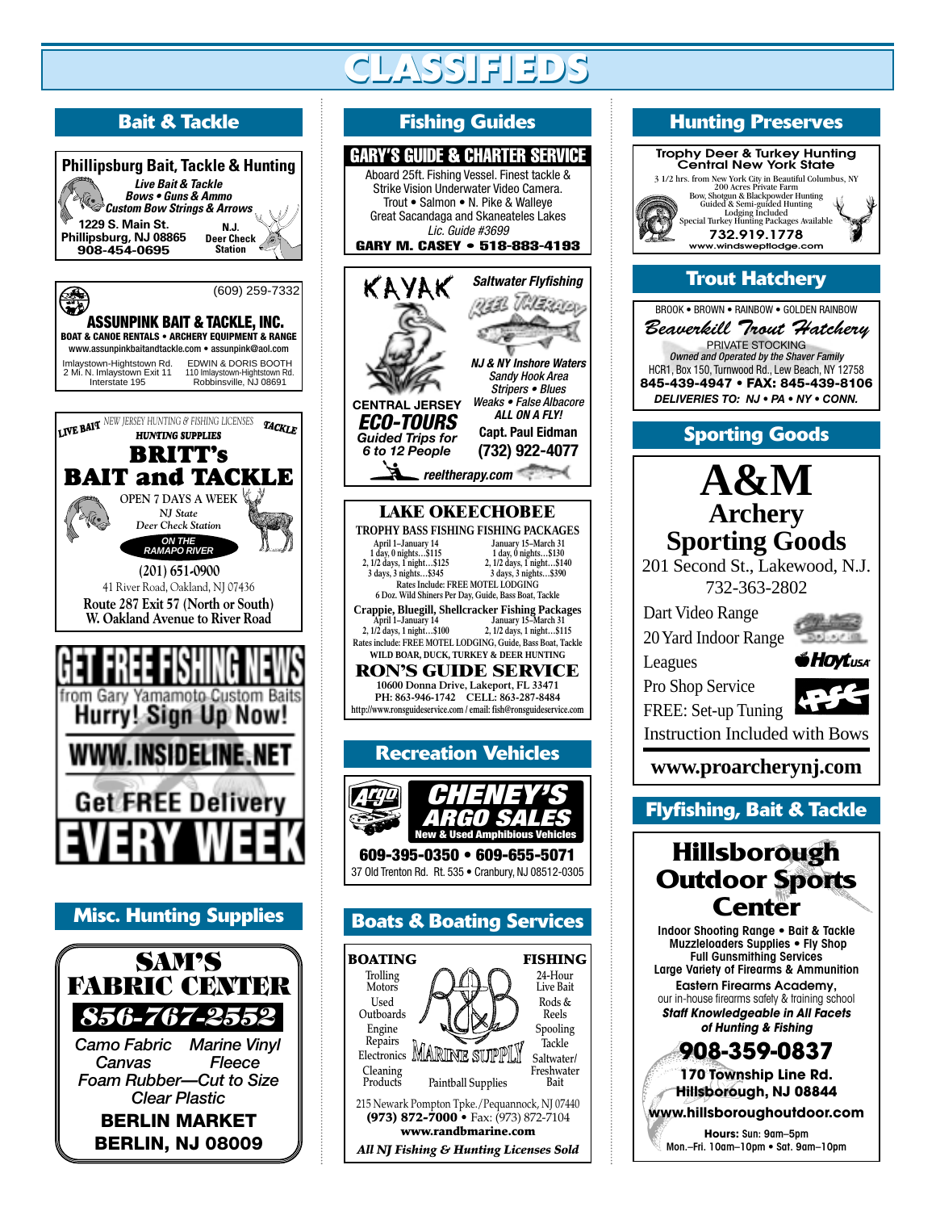# CLASSIFIEDS

## Bait & Tackle

### Phillipsburg Bait, Tackle & Hunting

*Live Bait & Tackle*
*Bows • Guns & Ammo*
*Custom Bow Strings & Arrows*

1229 S. Main St.
Phillipsburg, NJ 08865
908-454-0695

N.J. Deer Check Station

---

(609) 259-7332

### ASSUNPINK BAIT & TACKLE, INC.

BOAT & CANOE RENTALS • ARCHERY EQUIPMENT & RANGE
www.assunpinkbaitandtackle.com • assunpink@aol.com

Imlaystown-Hightstown Rd.
2 Mi. N. Imlaystown Exit 11
Interstate 195

EDWIN & DORIS BOOTH
110 Imlaystown-Hightstown Rd.
Robbinsville, NJ 08691

---

LIVE BAIT — NEW JERSEY HUNTING & FISHING LICENSES — TACKLE
HUNTING SUPPLIES

### BRITT's BAIT and TACKLE

OPEN 7 DAYS A WEEK
*NJ State Deer Check Station*
*ON THE RAMAPO RIVER*

(201) 651-0900
41 River Road, Oakland, NJ 07436
Route 287 Exit 57 (North or South)
W. Oakland Avenue to River Road

---

### GET FREE FISHING NEWS

from Gary Yamamoto Custom Baits
Hurry! Sign Up Now!
WWW.INSIDELINE.NET
Get FREE Delivery
EVERY WEEK

## Misc. Hunting Supplies

### SAM'S FABRIC CENTER

**856-767-2552**

*Camo Fabric* *Marine Vinyl*
*Canvas* *Fleece*
*Foam Rubber—Cut to Size*
*Clear Plastic*

**BERLIN MARKET**
**BERLIN, NJ 08009**

## Fishing Guides

### GARY'S GUIDE & CHARTER SERVICE

Aboard 25ft. Fishing Vessel. Finest tackle & Strike Vision Underwater Video Camera.
Trout • Salmon • N. Pike & Walleye
Great Sacandaga and Skaneateles Lakes
*Lic. Guide #3699*
**GARY M. CASEY • 518-883-4193**

---

### KAYAK

*Saltwater Flyfishing*
*REEL THERAPY*

*NJ & NY Inshore Waters*
*Sandy Hook Area*
*Stripers • Blues*
*Weakfish • False Albacore*
*ALL ON A FLY!*

CENTRAL JERSEY
*ECO-TOURS*
*Guided Trips for 6 to 12 People*

Capt. Paul Eidman
(732) 922-4077

*reeltherapy.com*

---

### LAKE OKEECHOBEE

TROPHY BASS FISHING FISHING PACKAGES

| April 1–January 14 | January 15–March 31 |
|---|---|
| 1 day, 0 nights...$115 | 1 day, 0 nights...$130 |
| 2, 1/2 days, 1 night...$125 | 2, 1/2 days, 1 night...$140 |
| 3 days, 3 nights...$345 | 3 days, 3 nights...$390 |

Rates Include: FREE MOTEL LODGING
6 Doz. Wild Shiners Per Day, Guide, Bass Boat, Tackle

Crappie, Bluegill, Shellcracker Fishing Packages

| April 1–January 14 | January 15–March 31 |
|---|---|
| 2, 1/2 days, 1 night...$100 | 2, 1/2 days, 1 night...$115 |

Rates include: FREE MOTEL LODGING, Guide, Bass Boat, Tackle
WILD BOAR, DUCK, TURKEY & DEER HUNTING

**RON'S GUIDE SERVICE**
10600 Donna Drive, Lakeport, FL 33471
PH: 863-946-1742 CELL: 863-287-8484
http://www.ronsguideservice.com / email: fish@ronsguideservice.com

## Recreation Vehicles

### CHENEY'S ARGO SALES

New & Used Amphibious Vehicles
609-395-0350 • 609-655-5071
37 Old Trenton Rd. Rt. 535 • Cranbury, NJ 08512-0305

## Boats & Boating Services

### R&B MARINE SUPPLY

**BOATING**
Trolling Motors
Used Outboards
Engine Repairs
Electronics
Cleaning Products

**FISHING**
24-Hour Live Bait
Rods & Reels
Spooling
Tackle
Saltwater/Freshwater Bait

Paintball Supplies

215 Newark Pompton Tpke./Pequannock, NJ 07440
**(973) 872-7000** • Fax: (973) 872-7104
**www.randbmarine.com**
*All NJ Fishing & Hunting Licenses Sold*

## Hunting Preserves

### Trophy Deer & Turkey Hunting Central New York State

3 1/2 hrs. from New York City in Beautiful Columbus, NY
200 Acres Private Farm
Bow, Shotgun & Blackpowder Hunting
Guided & Semi-guided Hunting
Lodging Included
Special Turkey Hunting Packages Available
**732.919.1778**
www.windsweptlodge.com

## Trout Hatchery

BROOK • BROWN • RAINBOW • GOLDEN RAINBOW

### Beaverkill Trout Hatchery

PRIVATE STOCKING
*Owned and Operated by the Shaver Family*
HCR1, Box 150, Turnwood Rd., Lew Beach, NY 12758
**845-439-4947 • FAX: 845-439-8106**
*DELIVERIES TO: NJ • PA • NY • CONN.*

## Sporting Goods

### A&M Archery Sporting Goods

201 Second St., Lakewood, N.J.
732-363-2802

- Dart Video Range
- 20 Yard Indoor Range
- Leagues
- Pro Shop Service
- FREE: Set-up Tuning
- Instruction Included with Bows

**www.proarcherynj.com**

## Flyfishing, Bait & Tackle

### Hillsborough Outdoor Sports Center

Indoor Shooting Range • Bait & Tackle
Muzzleloaders Supplies • Fly Shop
Full Gunsmithing Services
Large Variety of Firearms & Ammunition
Eastern Firearms Academy,
our in-house firearms safety & training school
*Staff Knowledgeable in All Facets of Hunting & Fishing*

**908-359-0837**
170 Township Line Rd.
Hillsborough, NJ 08844
www.hillsboroughoutdoor.com

Hours: Sun. 9am–5pm
Mon.–Fri. 10am–10pm • Sat. 9am–10pm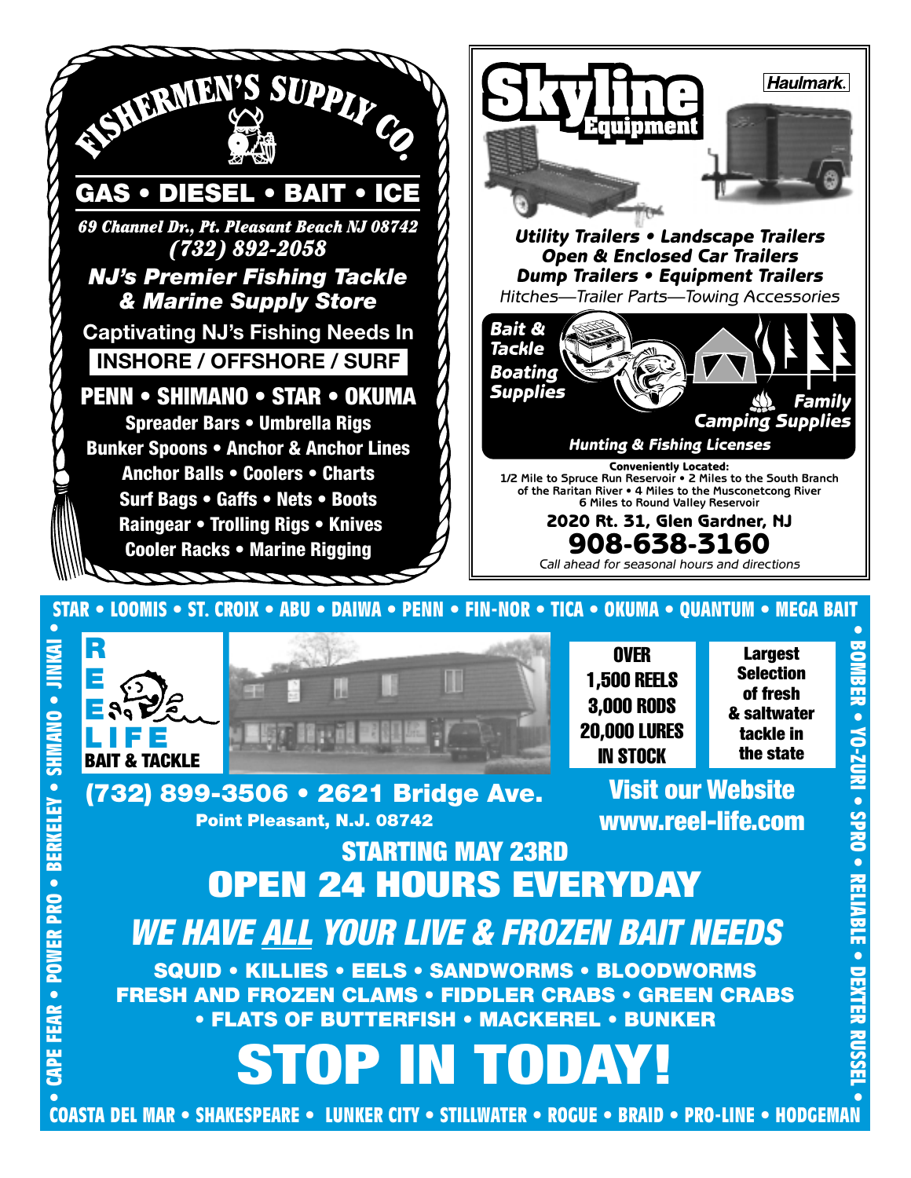# FISHERMEN'S SUPPLY CO.

**GAS • DIESEL • BAIT • ICE**

*69 Channel Dr., Pt. Pleasant Beach NJ 08742*
*(732) 892-2058*

***NJ's Premier Fishing Tackle & Marine Supply Store***

**Captivating NJ's Fishing Needs In**

**INSHORE / OFFSHORE / SURF**

**PENN • SHIMANO • STAR • OKUMA**

**Spreader Bars • Umbrella Rigs**
**Bunker Spoons • Anchor & Anchor Lines**
**Anchor Balls • Coolers • Charts**
**Surf Bags • Gaffs • Nets • Boots**
**Raingear • Trolling Rigs • Knives**
**Cooler Racks • Marine Rigging**

---

# Skyline Equipment

Haulmark.

***Utility Trailers • Landscape Trailers***
***Open & Enclosed Car Trailers***
***Dump Trailers • Equipment Trailers***
*Hitches—Trailer Parts—Towing Accessories*

***Bait & Tackle***
***Boating Supplies***
***Family Camping Supplies***
***Hunting & Fishing Licenses***

**Conveniently Located:**
1/2 Mile to Spruce Run Reservoir • 2 Miles to the South Branch of the Raritan River • 4 Miles to the Musconetcong River
6 Miles to Round Valley Reservoir

**2020 Rt. 31, Glen Gardner, NJ**

**908-638-3160**

*Call ahead for seasonal hours and directions*

---

**STAR • LOOMIS • ST. CROIX • ABU • DAIWA • PENN • FIN-NOR • TICA • OKUMA • QUANTUM • MEGA BAIT**

# REEL LIFE
**BAIT & TACKLE**

**OVER 1,500 REELS 3,000 RODS 20,000 LURES IN STOCK**

**Largest Selection of fresh & saltwater tackle in the state**

**(732) 899-3506 • 2621 Bridge Ave.**
**Point Pleasant, N.J. 08742**

**Visit our Website**
**www.reel-life.com**

**STARTING MAY 23RD**

## OPEN 24 HOURS EVERYDAY

***WE HAVE ALL YOUR LIVE & FROZEN BAIT NEEDS***

**SQUID • KILLIES • EELS • SANDWORMS • BLOODWORMS**
**FRESH AND FROZEN CLAMS • FIDDLER CRABS • GREEN CRABS**
**• FLATS OF BUTTERFISH • MACKEREL • BUNKER**

# STOP IN TODAY!

**• BOMBER • YO-ZURI • SPRO • RELIABLE • DEXTER RUSSEL •**

**COASTA DEL MAR • SHAKESPEARE • LUNKER CITY • STILLWATER • ROGUE • BRAID • PRO-LINE • HODGEMAN**

**• CAPE FEAR • POWER PRO • BERKELEY • SHMANO • JINKAI •**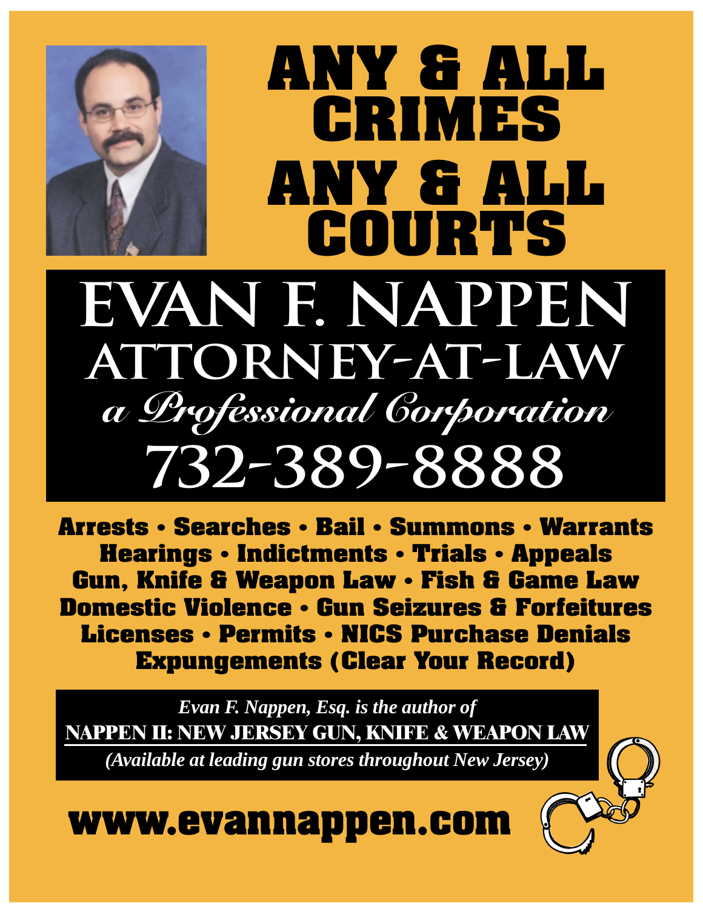# ANY & ALL CRIMES
# ANY & ALL COURTS

# EVAN F. NAPPEN
## ATTORNEY-AT-LAW
*a Professional Corporation*

## 732-389-8888

**Arrests • Searches • Bail • Summons • Warrants**
**Hearings • Indictments • Trials • Appeals**
**Gun, Knife & Weapon Law • Fish & Game Law**
**Domestic Violence • Gun Seizures & Forfeitures**
**Licenses • Permits • NICS Purchase Denials**
**Expungements (Clear Your Record)**

*Evan F. Nappen, Esq. is the author of*
**NAPPEN II: NEW JERSEY GUN, KNIFE & WEAPON LAW**
*(Available at leading gun stores throughout New Jersey)*

**www.evannappen.com**